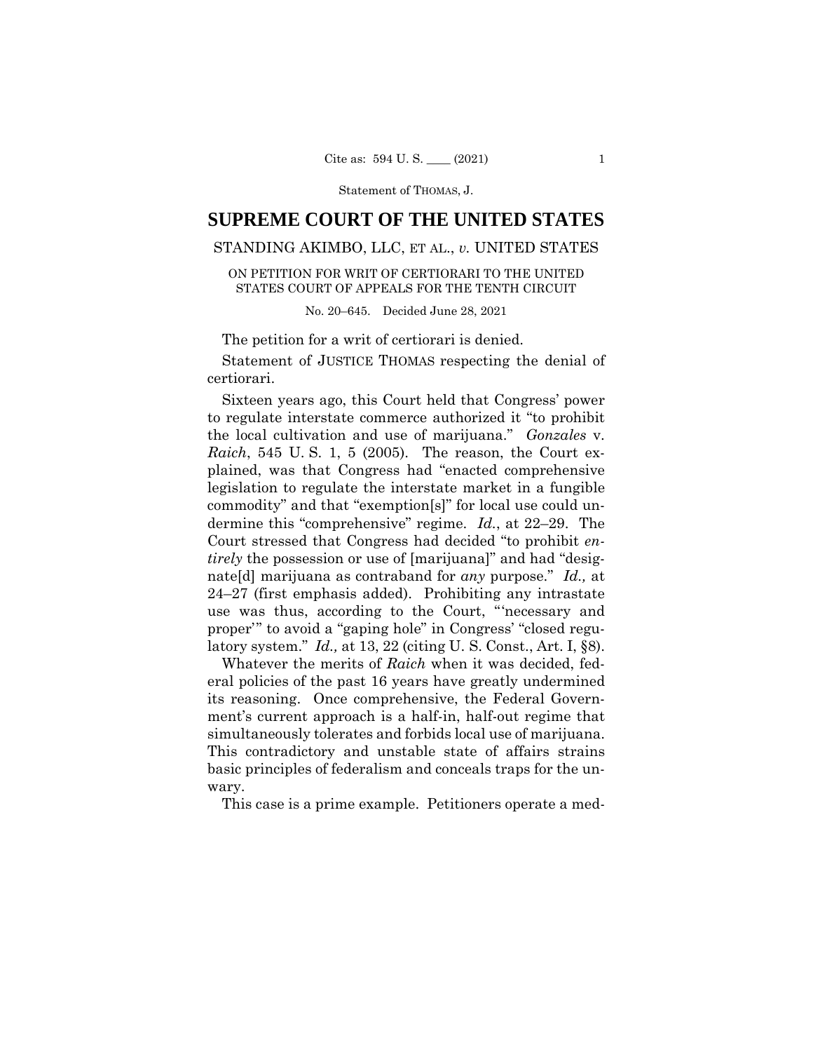# SUPREME COURT OF THE UNITED STATES

STANDING AKIMBO, LLC, ET AL., *v.* UNITED STATES

ON PETITION FOR WRIT OF CERTIORARI TO THE UNITED STATES COURT OF APPEALS FOR THE TENTH CIRCUIT

No. 20–645. Decided June 28, 2021

The petition for a writ of certiorari is denied.

Statement of JUSTICE THOMAS respecting the denial of certiorari.

Sixteen years ago, this Court held that Congress' power to regulate interstate commerce authorized it "to prohibit the local cultivation and use of marijuana." *Gonzales* v. *Raich*, 545 U. S. 1, 5 (2005). The reason, the Court explained, was that Congress had "enacted comprehensive legislation to regulate the interstate market in a fungible commodity" and that "exemption[s]" for local use could undermine this "comprehensive" regime. *Id.*, at 22–29. The Court stressed that Congress had decided "to prohibit *entirely* the possession or use of [marijuana]" and had "designate[d] marijuana as contraband for *any* purpose." *Id.,* at 24–27 (first emphasis added). Prohibiting any intrastate use was thus, according to the Court, "'necessary and proper'" to avoid a "gaping hole" in Congress' "closed regulatory system." *Id.,* at 13, 22 (citing U. S. Const., Art. I, §8).

Whatever the merits of *Raich* when it was decided, federal policies of the past 16 years have greatly undermined its reasoning. Once comprehensive, the Federal Government's current approach is a half-in, half-out regime that simultaneously tolerates and forbids local use of marijuana. This contradictory and unstable state of affairs strains basic principles of federalism and conceals traps for the unwary.

This case is a prime example. Petitioners operate a med-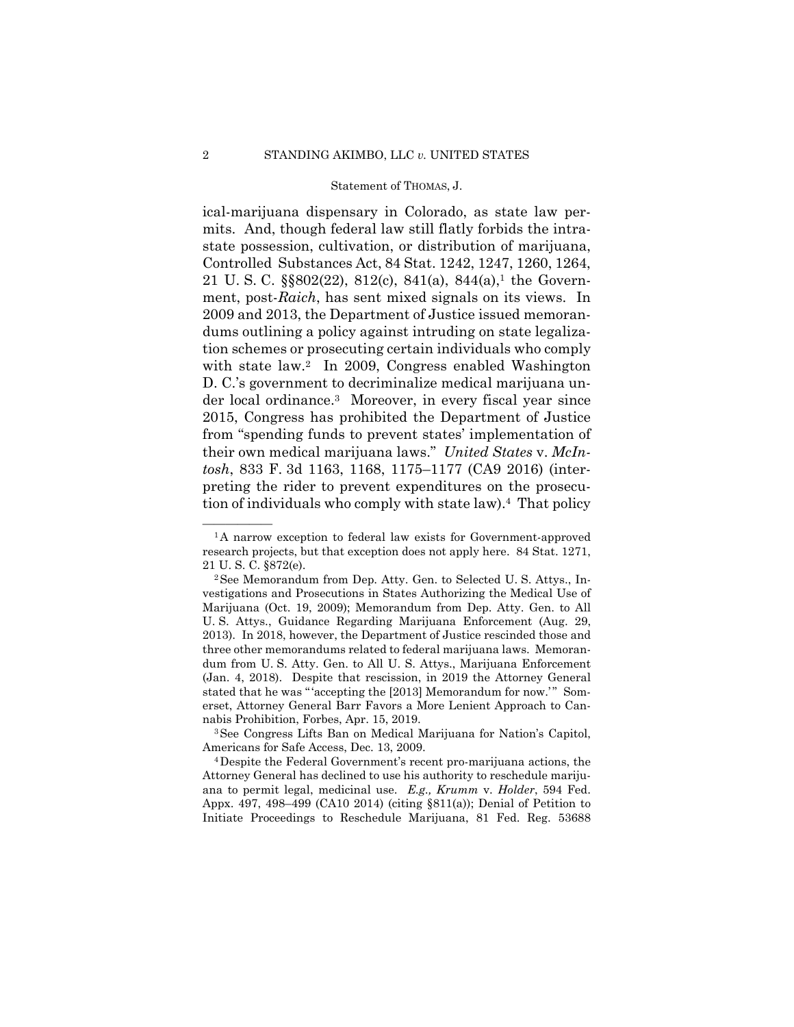ical-marijuana dispensary in Colorado, as state law permits. And, though federal law still flatly forbids the intrastate possession, cultivation, or distribution of marijuana, Controlled Substances Act, 84 Stat. 1242, 1247, 1260, 1264, 21 U. S. C. §§802(22), 812(c), 841(a), 844(a),[1] the Government, post-*Raich*, has sent mixed signals on its views. In 2009 and 2013, the Department of Justice issued memorandums outlining a policy against intruding on state legalization schemes or prosecuting certain individuals who comply with state law.[2] In 2009, Congress enabled Washington D. C.'s government to decriminalize medical marijuana under local ordinance.[3] Moreover, in every fiscal year since 2015, Congress has prohibited the Department of Justice from "spending funds to prevent states' implementation of their own medical marijuana laws." *United States* v. *McIntosh*, 833 F. 3d 1163, 1168, 1175–1177 (CA9 2016) (interpreting the rider to prevent expenditures on the prosecution of individuals who comply with state law).[4] That policy

---

[1] A narrow exception to federal law exists for Government-approved research projects, but that exception does not apply here. 84 Stat. 1271, 21 U. S. C. §872(e).

[2] See Memorandum from Dep. Atty. Gen. to Selected U. S. Attys., Investigations and Prosecutions in States Authorizing the Medical Use of Marijuana (Oct. 19, 2009); Memorandum from Dep. Atty. Gen. to All U. S. Attys., Guidance Regarding Marijuana Enforcement (Aug. 29, 2013). In 2018, however, the Department of Justice rescinded those and three other memorandums related to federal marijuana laws. Memorandum from U. S. Atty. Gen. to All U. S. Attys., Marijuana Enforcement (Jan. 4, 2018). Despite that rescission, in 2019 the Attorney General stated that he was "'accepting the [2013] Memorandum for now.'" Somerset, Attorney General Barr Favors a More Lenient Approach to Cannabis Prohibition, Forbes, Apr. 15, 2019.

[3] See Congress Lifts Ban on Medical Marijuana for Nation's Capitol, Americans for Safe Access, Dec. 13, 2009.

[4] Despite the Federal Government's recent pro-marijuana actions, the Attorney General has declined to use his authority to reschedule marijuana to permit legal, medicinal use. *E.g., Krumm* v. *Holder*, 594 Fed. Appx. 497, 498–499 (CA10 2014) (citing §811(a)); Denial of Petition to Initiate Proceedings to Reschedule Marijuana, 81 Fed. Reg. 53688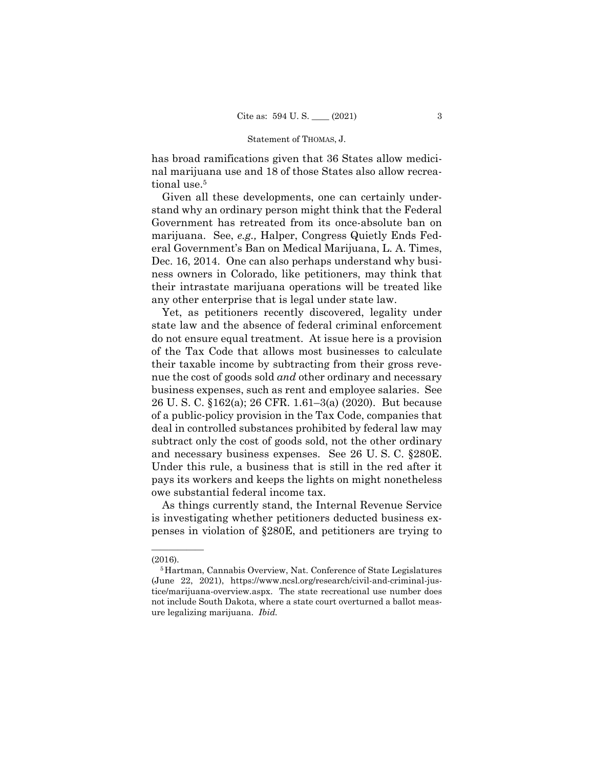has broad ramifications given that 36 States allow medicinal marijuana use and 18 of those States also allow recreational use.[5]

Given all these developments, one can certainly understand why an ordinary person might think that the Federal Government has retreated from its once-absolute ban on marijuana. See, *e.g.,* Halper, Congress Quietly Ends Federal Government's Ban on Medical Marijuana, L. A. Times, Dec. 16, 2014. One can also perhaps understand why business owners in Colorado, like petitioners, may think that their intrastate marijuana operations will be treated like any other enterprise that is legal under state law.

Yet, as petitioners recently discovered, legality under state law and the absence of federal criminal enforcement do not ensure equal treatment. At issue here is a provision of the Tax Code that allows most businesses to calculate their taxable income by subtracting from their gross revenue the cost of goods sold *and* other ordinary and necessary business expenses, such as rent and employee salaries. See 26 U. S. C. §162(a); 26 CFR. 1.61–3(a) (2020). But because of a public-policy provision in the Tax Code, companies that deal in controlled substances prohibited by federal law may subtract only the cost of goods sold, not the other ordinary and necessary business expenses. See 26 U. S. C. §280E. Under this rule, a business that is still in the red after it pays its workers and keeps the lights on might nonetheless owe substantial federal income tax.

As things currently stand, the Internal Revenue Service is investigating whether petitioners deducted business expenses in violation of §280E, and petitioners are trying to

---

(2016).

[5] Hartman, Cannabis Overview, Nat. Conference of State Legislatures (June 22, 2021), https://www.ncsl.org/research/civil-and-criminal-justice/marijuana-overview.aspx. The state recreational use number does not include South Dakota, where a state court overturned a ballot measure legalizing marijuana. *Ibid.*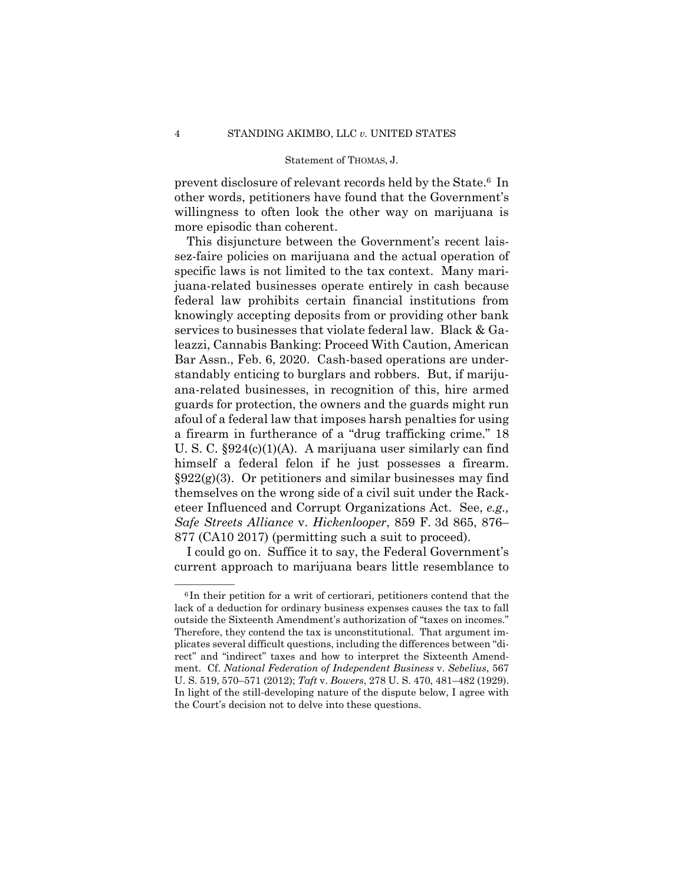prevent disclosure of relevant records held by the State.[6] In other words, petitioners have found that the Government's willingness to often look the other way on marijuana is more episodic than coherent.

This disjuncture between the Government's recent laissez-faire policies on marijuana and the actual operation of specific laws is not limited to the tax context. Many marijuana-related businesses operate entirely in cash because federal law prohibits certain financial institutions from knowingly accepting deposits from or providing other bank services to businesses that violate federal law. Black & Galeazzi, Cannabis Banking: Proceed With Caution, American Bar Assn., Feb. 6, 2020. Cash-based operations are understandably enticing to burglars and robbers. But, if marijuana-related businesses, in recognition of this, hire armed guards for protection, the owners and the guards might run afoul of a federal law that imposes harsh penalties for using a firearm in furtherance of a "drug trafficking crime." 18 U. S. C. §924(c)(1)(A). A marijuana user similarly can find himself a federal felon if he just possesses a firearm. §922(g)(3). Or petitioners and similar businesses may find themselves on the wrong side of a civil suit under the Racketeer Influenced and Corrupt Organizations Act. See, *e.g., Safe Streets Alliance* v. *Hickenlooper*, 859 F. 3d 865, 876–877 (CA10 2017) (permitting such a suit to proceed).

I could go on. Suffice it to say, the Federal Government's current approach to marijuana bears little resemblance to

---

[6] In their petition for a writ of certiorari, petitioners contend that the lack of a deduction for ordinary business expenses causes the tax to fall outside the Sixteenth Amendment's authorization of "taxes on incomes." Therefore, they contend the tax is unconstitutional. That argument implicates several difficult questions, including the differences between "direct" and "indirect" taxes and how to interpret the Sixteenth Amendment. Cf. *National Federation of Independent Business* v. *Sebelius*, 567 U. S. 519, 570–571 (2012); *Taft* v. *Bowers*, 278 U. S. 470, 481–482 (1929). In light of the still-developing nature of the dispute below, I agree with the Court's decision not to delve into these questions.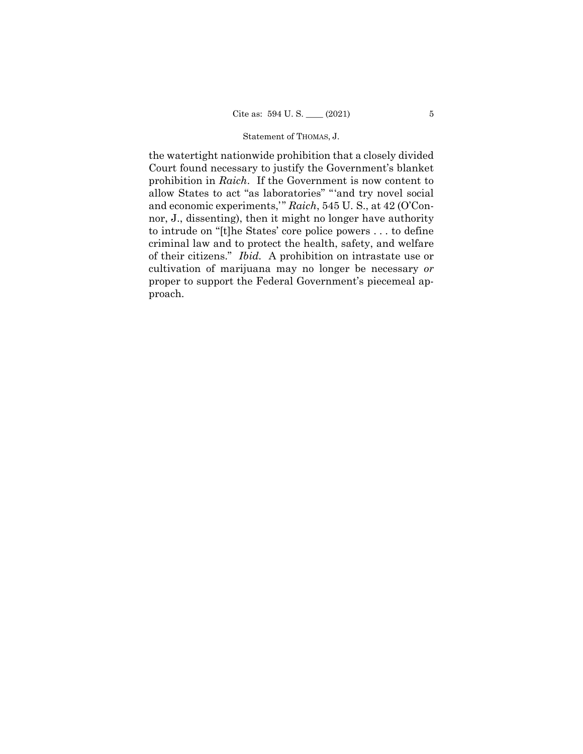the watertight nationwide prohibition that a closely divided Court found necessary to justify the Government's blanket prohibition in *Raich*. If the Government is now content to allow States to act "as laboratories" "'and try novel social and economic experiments,'" *Raich*, 545 U. S., at 42 (O'Connor, J., dissenting), then it might no longer have authority to intrude on "[t]he States' core police powers . . . to define criminal law and to protect the health, safety, and welfare of their citizens." *Ibid.* A prohibition on intrastate use or cultivation of marijuana may no longer be necessary *or* proper to support the Federal Government's piecemeal approach.